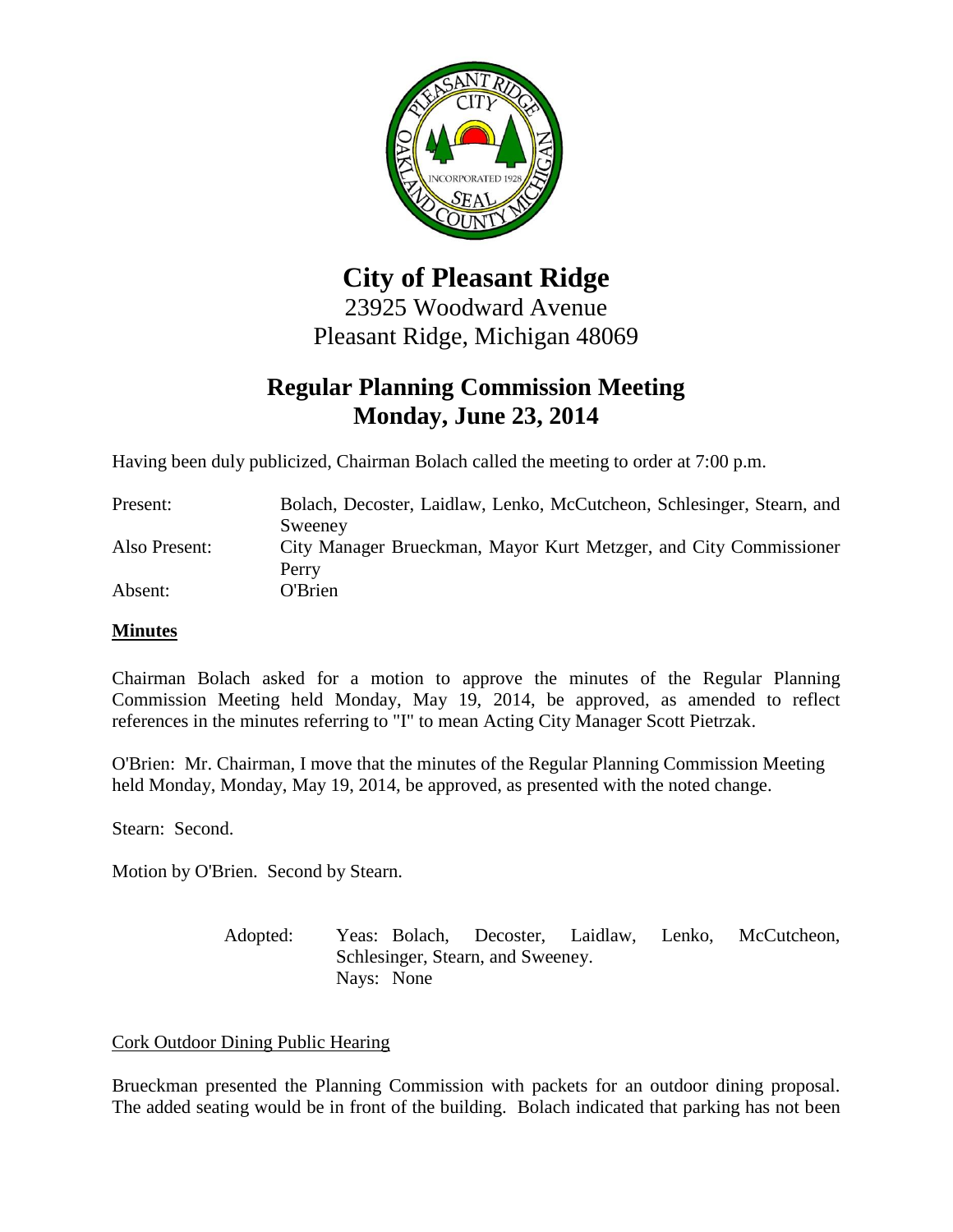# City of Pleasant Ridge

23925 Woodward Avenue
Pleasant Ridge, Michigan 48069

## Regular Planning Commission Meeting
## Monday, June 23, 2014

Having been duly publicized, Chairman Bolach called the meeting to order at 7:00 p.m.

| | |
|---|---|
| Present: | Bolach, Decoster, Laidlaw, Lenko, McCutcheon, Schlesinger, Stearn, and Sweeney |
| Also Present: | City Manager Brueckman, Mayor Kurt Metzger, and City Commissioner Perry |
| Absent: | O'Brien |

**Minutes**

Chairman Bolach asked for a motion to approve the minutes of the Regular Planning Commission Meeting held Monday, May 19, 2014, be approved, as amended to reflect references in the minutes referring to "I" to mean Acting City Manager Scott Pietrzak.

O'Brien: Mr. Chairman, I move that the minutes of the Regular Planning Commission Meeting held Monday, Monday, May 19, 2014, be approved, as presented with the noted change.

Stearn: Second.

Motion by O'Brien. Second by Stearn.

Adopted: Yeas: Bolach, Decoster, Laidlaw, Lenko, McCutcheon, Schlesinger, Stearn, and Sweeney.
Nays: None

Cork Outdoor Dining Public Hearing

Brueckman presented the Planning Commission with packets for an outdoor dining proposal. The added seating would be in front of the building. Bolach indicated that parking has not been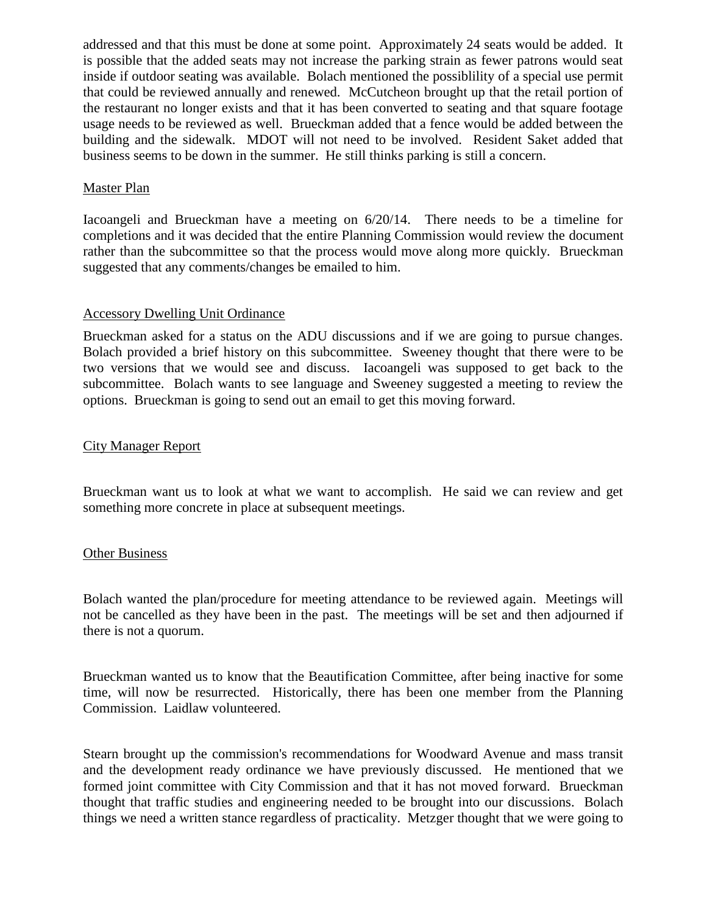addressed and that this must be done at some point. Approximately 24 seats would be added. It is possible that the added seats may not increase the parking strain as fewer patrons would seat inside if outdoor seating was available. Bolach mentioned the possiblility of a special use permit that could be reviewed annually and renewed. McCutcheon brought up that the retail portion of the restaurant no longer exists and that it has been converted to seating and that square footage usage needs to be reviewed as well. Brueckman added that a fence would be added between the building and the sidewalk. MDOT will not need to be involved. Resident Saket added that business seems to be down in the summer. He still thinks parking is still a concern.

<u>Master Plan</u>

Iacoangeli and Brueckman have a meeting on 6/20/14. There needs to be a timeline for completions and it was decided that the entire Planning Commission would review the document rather than the subcommittee so that the process would move along more quickly. Brueckman suggested that any comments/changes be emailed to him.

<u>Accessory Dwelling Unit Ordinance</u>

Brueckman asked for a status on the ADU discussions and if we are going to pursue changes. Bolach provided a brief history on this subcommittee. Sweeney thought that there were to be two versions that we would see and discuss. Iacoangeli was supposed to get back to the subcommittee. Bolach wants to see language and Sweeney suggested a meeting to review the options. Brueckman is going to send out an email to get this moving forward.

<u>City Manager Report</u>

Brueckman want us to look at what we want to accomplish. He said we can review and get something more concrete in place at subsequent meetings.

<u>Other Business</u>

Bolach wanted the plan/procedure for meeting attendance to be reviewed again. Meetings will not be cancelled as they have been in the past. The meetings will be set and then adjourned if there is not a quorum.

Brueckman wanted us to know that the Beautification Committee, after being inactive for some time, will now be resurrected. Historically, there has been one member from the Planning Commission. Laidlaw volunteered.

Stearn brought up the commission's recommendations for Woodward Avenue and mass transit and the development ready ordinance we have previously discussed. He mentioned that we formed joint committee with City Commission and that it has not moved forward. Brueckman thought that traffic studies and engineering needed to be brought into our discussions. Bolach things we need a written stance regardless of practicality. Metzger thought that we were going to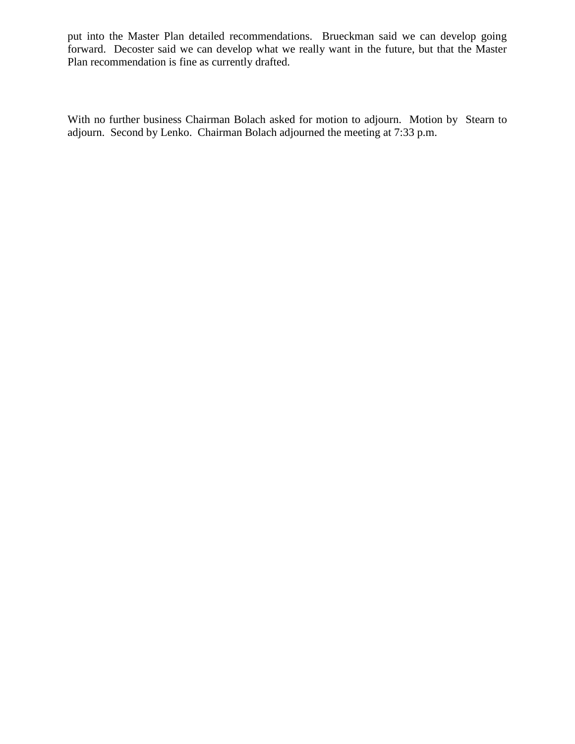put into the Master Plan detailed recommendations. Brueckman said we can develop going forward. Decoster said we can develop what we really want in the future, but that the Master Plan recommendation is fine as currently drafted.

With no further business Chairman Bolach asked for motion to adjourn. Motion by Stearn to adjourn. Second by Lenko. Chairman Bolach adjourned the meeting at 7:33 p.m.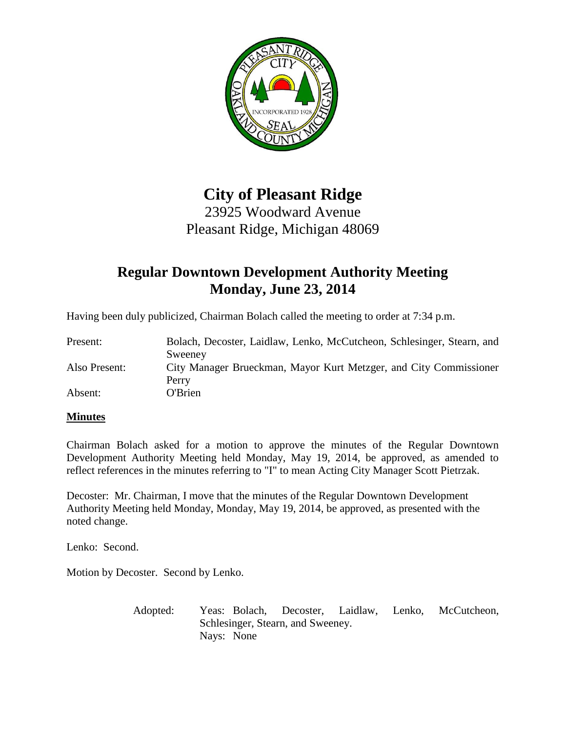# City of Pleasant Ridge

23925 Woodward Avenue
Pleasant Ridge, Michigan 48069

## Regular Downtown Development Authority Meeting
## Monday, June 23, 2014

Having been duly publicized, Chairman Bolach called the meeting to order at 7:34 p.m.

| | |
|---|---|
| Present: | Bolach, Decoster, Laidlaw, Lenko, McCutcheon, Schlesinger, Stearn, and Sweeney |
| Also Present: | City Manager Brueckman, Mayor Kurt Metzger, and City Commissioner Perry |
| Absent: | O'Brien |

**Minutes**

Chairman Bolach asked for a motion to approve the minutes of the Regular Downtown Development Authority Meeting held Monday, May 19, 2014, be approved, as amended to reflect references in the minutes referring to "I" to mean Acting City Manager Scott Pietrzak.

Decoster: Mr. Chairman, I move that the minutes of the Regular Downtown Development Authority Meeting held Monday, Monday, May 19, 2014, be approved, as presented with the noted change.

Lenko: Second.

Motion by Decoster. Second by Lenko.

Adopted: Yeas: Bolach, Decoster, Laidlaw, Lenko, McCutcheon, Schlesinger, Stearn, and Sweeney.
Nays: None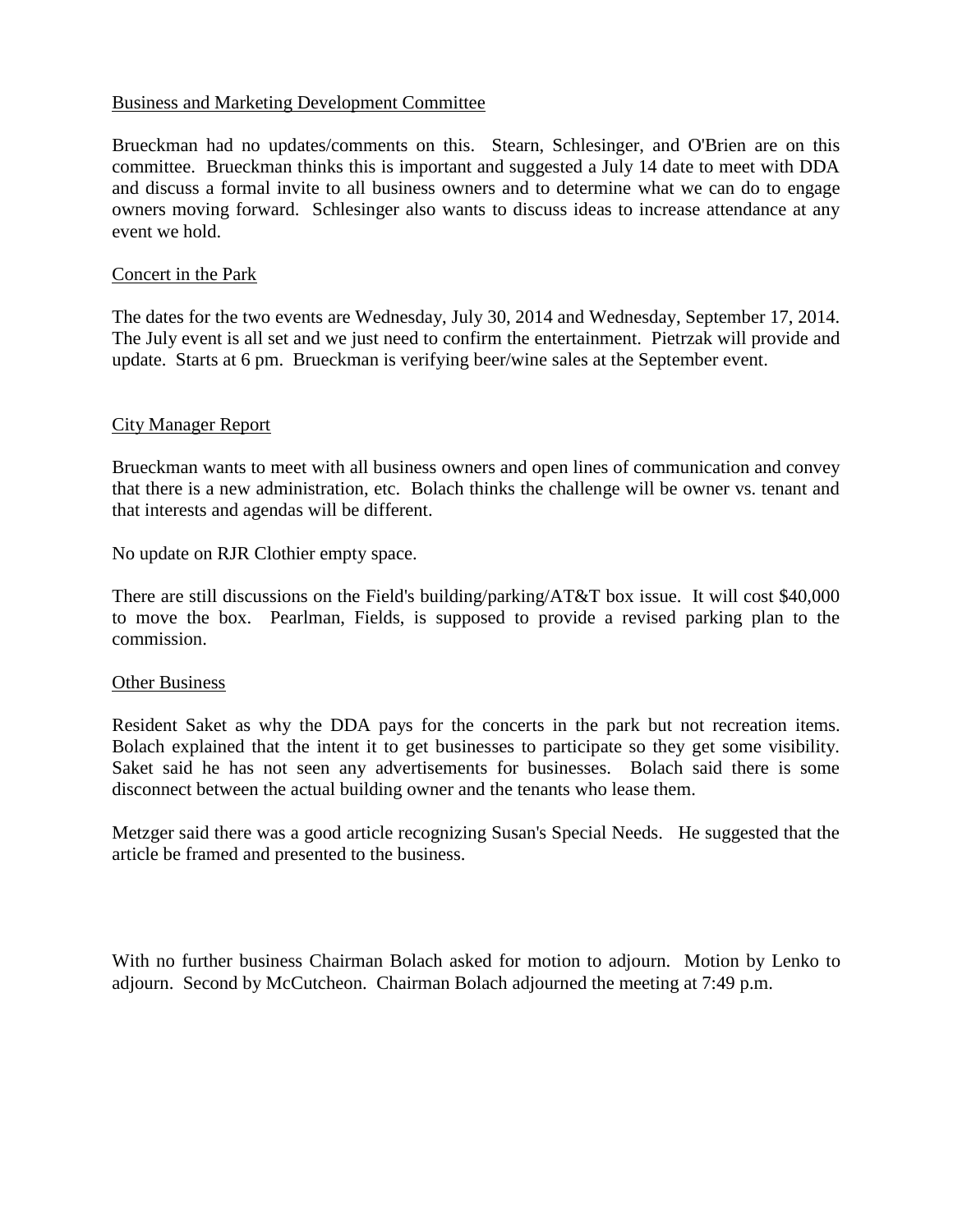Business and Marketing Development Committee

Brueckman had no updates/comments on this. Stearn, Schlesinger, and O'Brien are on this committee. Brueckman thinks this is important and suggested a July 14 date to meet with DDA and discuss a formal invite to all business owners and to determine what we can do to engage owners moving forward. Schlesinger also wants to discuss ideas to increase attendance at any event we hold.

Concert in the Park

The dates for the two events are Wednesday, July 30, 2014 and Wednesday, September 17, 2014. The July event is all set and we just need to confirm the entertainment. Pietrzak will provide and update. Starts at 6 pm. Brueckman is verifying beer/wine sales at the September event.

City Manager Report

Brueckman wants to meet with all business owners and open lines of communication and convey that there is a new administration, etc. Bolach thinks the challenge will be owner vs. tenant and that interests and agendas will be different.

No update on RJR Clothier empty space.

There are still discussions on the Field's building/parking/AT&T box issue. It will cost $40,000 to move the box. Pearlman, Fields, is supposed to provide a revised parking plan to the commission.

Other Business

Resident Saket as why the DDA pays for the concerts in the park but not recreation items. Bolach explained that the intent it to get businesses to participate so they get some visibility. Saket said he has not seen any advertisements for businesses. Bolach said there is some disconnect between the actual building owner and the tenants who lease them.

Metzger said there was a good article recognizing Susan's Special Needs. He suggested that the article be framed and presented to the business.

With no further business Chairman Bolach asked for motion to adjourn. Motion by Lenko to adjourn. Second by McCutcheon. Chairman Bolach adjourned the meeting at 7:49 p.m.